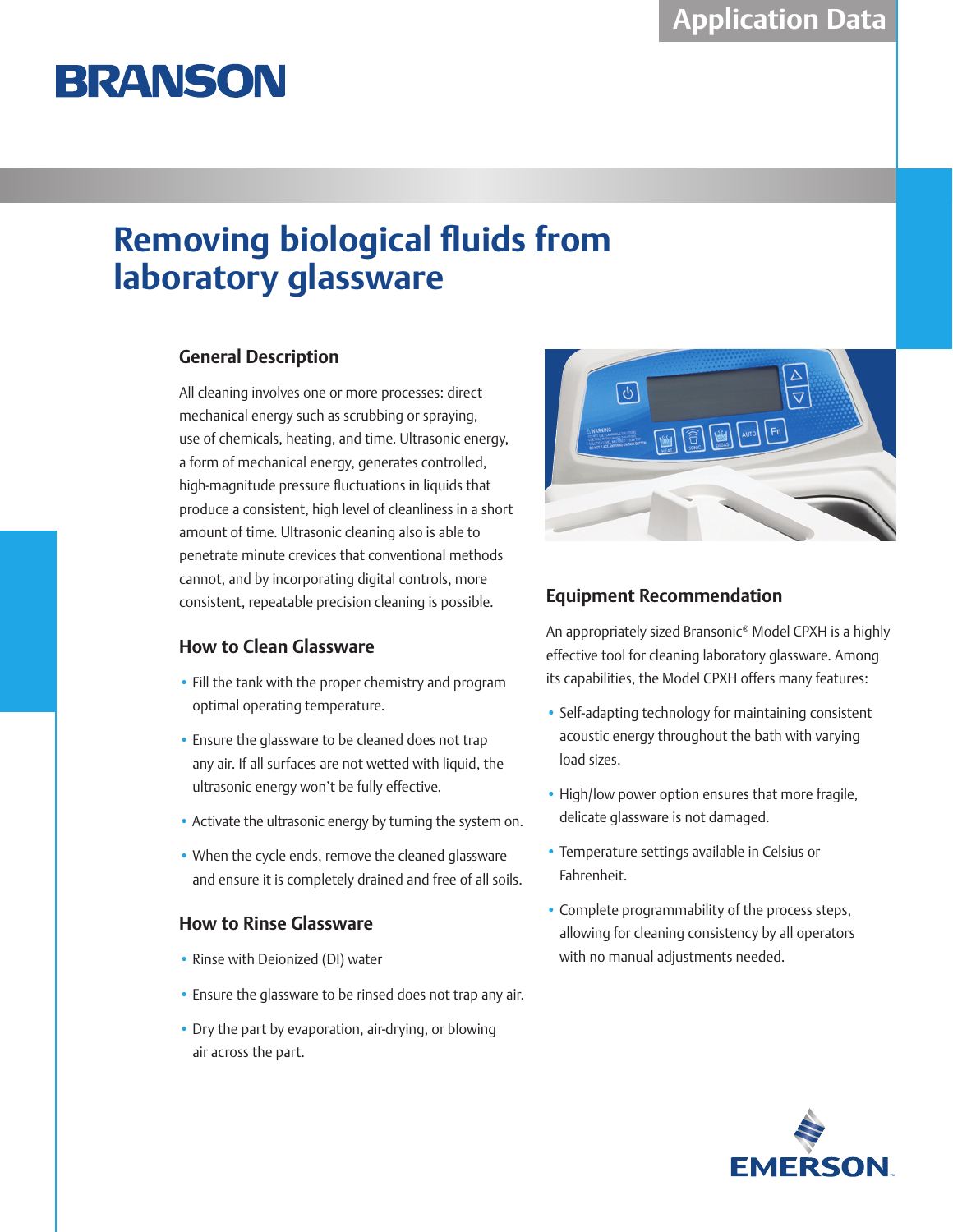Application Data

BRANSON

# Removing biological fluids from laboratory glassware

## General Description

All cleaning involves one or more processes: direct mechanical energy such as scrubbing or spraying, use of chemicals, heating, and time. Ultrasonic energy, a form of mechanical energy, generates controlled, high-magnitude pressure fluctuations in liquids that produce a consistent, high level of cleanliness in a short amount of time. Ultrasonic cleaning also is able to penetrate minute crevices that conventional methods cannot, and by incorporating digital controls, more consistent, repeatable precision cleaning is possible.

## How to Clean Glassware

- Fill the tank with the proper chemistry and program optimal operating temperature.
- Ensure the glassware to be cleaned does not trap any air. If all surfaces are not wetted with liquid, the ultrasonic energy won't be fully effective.
- Activate the ultrasonic energy by turning the system on.
- When the cycle ends, remove the cleaned glassware and ensure it is completely drained and free of all soils.

## How to Rinse Glassware

- Rinse with Deionized (DI) water
- Ensure the glassware to be rinsed does not trap any air.
- Dry the part by evaporation, air-drying, or blowing air across the part.

## Equipment Recommendation

An appropriately sized Bransonic® Model CPXH is a highly effective tool for cleaning laboratory glassware. Among its capabilities, the Model CPXH offers many features:

- Self-adapting technology for maintaining consistent acoustic energy throughout the bath with varying load sizes.
- High/low power option ensures that more fragile, delicate glassware is not damaged.
- Temperature settings available in Celsius or Fahrenheit.
- Complete programmability of the process steps, allowing for cleaning consistency by all operators with no manual adjustments needed.

EMERSON™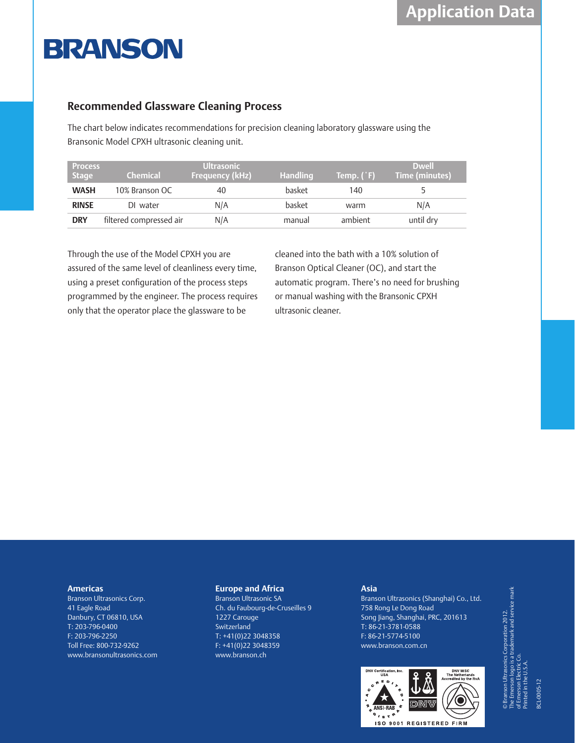# Application Data

BRANSON

## Recommended Glassware Cleaning Process

The chart below indicates recommendations for precision cleaning laboratory glassware using the Bransonic Model CPXH ultrasonic cleaning unit.

| Process Stage | Chemical | Ultrasonic Frequency (kHz) | Handling | Temp. (˚F) | Dwell Time (minutes) |
|---|---|---|---|---|---|
| **WASH** | 10% Branson OC | 40 | basket | 140 | 5 |
| **RINSE** | DI water | N/A | basket | warm | N/A |
| **DRY** | filtered compressed air | N/A | manual | ambient | until dry |

Through the use of the Model CPXH you are assured of the same level of cleanliness every time, using a preset configuration of the process steps programmed by the engineer. The process requires only that the operator place the glassware to be cleaned into the bath with a 10% solution of Branson Optical Cleaner (OC), and start the automatic program. There's no need for brushing or manual washing with the Bransonic CPXH ultrasonic cleaner.

**Americas**
Branson Ultrasonics Corp.
41 Eagle Road
Danbury, CT 06810, USA
T: 203-796-0400
F: 203-796-2250
Toll Free: 800-732-9262
www.bransonultrasonics.com

**Europe and Africa**
Branson Ultrasonic SA
Ch. du Faubourg-de-Cruseilles 9
1227 Carouge
Switzerland
T: +41(0)22 3048358
F: +41(0)22 3048359
www.branson.ch

**Asia**
Branson Ultrasonics (Shanghai) Co., Ltd.
758 Rong Le Dong Road
Song Jiang, Shanghai, PRC, 201613
T: 86-21-3781-0588
F: 86-21-5774-5100
www.branson.com.cn

DNV Certification, Inc. USA — ACCREDITED REGISTRAR — ANSI-RAB — DNV — DNV MISC The Netherlands Accredited by the RvA — ISO 9001 REGISTERED FIRM

© Branson Ultrasonics Corporation 2012.
The Emerson logo is a trademark and service mark of Emerson Electric Co.
Printed in the U.S.A.

BCL-0005-12